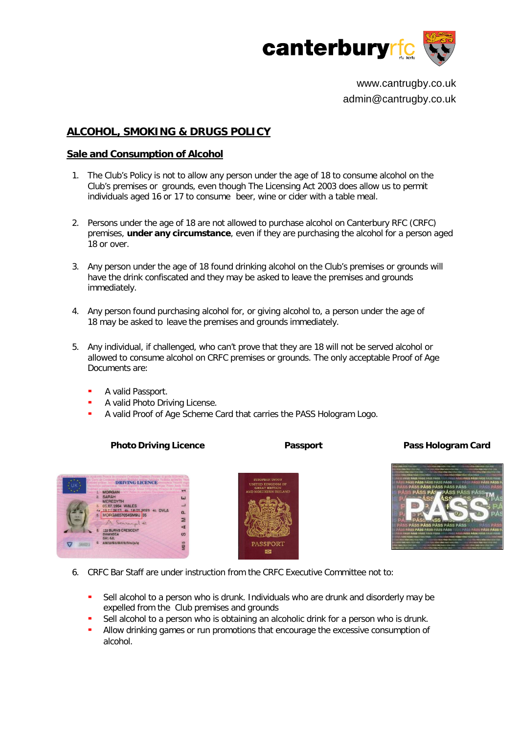canterburyrfc

www.cantrugby.co.uk
admin@cantrugby.co.uk

## ALCOHOL, SMOKING & DRUGS POLICY

### Sale and Consumption of Alcohol

1. The Club's Policy is not to allow any person under the age of 18 to consume alcohol on the Club's premises or grounds, even though The Licensing Act 2003 does allow us to permit individuals aged 16 or 17 to consume beer, wine or cider with a table meal.

2. Persons under the age of 18 are not allowed to purchase alcohol on Canterbury RFC (CRFC) premises, **under any circumstance**, even if they are purchasing the alcohol for a person aged 18 or over.

3. Any person under the age of 18 found drinking alcohol on the Club's premises or grounds will have the drink confiscated and they may be asked to leave the premises and grounds immediately.

4. Any person found purchasing alcohol for, or giving alcohol to, a person under the age of 18 may be asked to leave the premises and grounds immediately.

5. Any individual, if challenged, who can't prove that they are 18 will not be served alcohol or allowed to consume alcohol on CRFC premises or grounds. The only acceptable Proof of Age Documents are:

   - A valid Passport.
   - A valid Photo Driving License.
   - A valid Proof of Age Scheme Card that carries the PASS Hologram Logo.

**Photo Driving Licence** **Passport** **Pass Hologram Card**

6. CRFC Bar Staff are under instruction from the CRFC Executive Committee not to:

   - Sell alcohol to a person who is drunk. Individuals who are drunk and disorderly may be expelled from the Club premises and grounds
   - Sell alcohol to a person who is obtaining an alcoholic drink for a person who is drunk.
   - Allow drinking games or run promotions that encourage the excessive consumption of alcohol.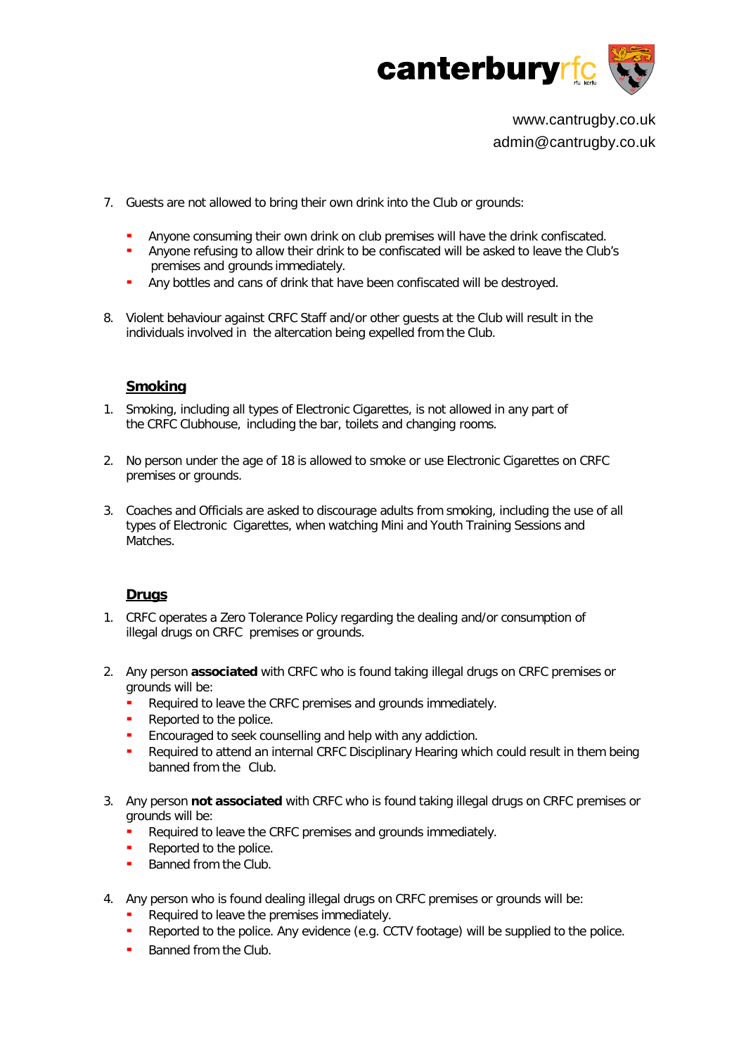canterbury rfc

www.cantrugby.co.uk
admin@cantrugby.co.uk

7. Guests are not allowed to bring their own drink into the Club or grounds:
   - Anyone consuming their own drink on club premises will have the drink confiscated.
   - Anyone refusing to allow their drink to be confiscated will be asked to leave the Club's premises and grounds immediately.
   - Any bottles and cans of drink that have been confiscated will be destroyed.

8. Violent behaviour against CRFC Staff and/or other guests at the Club will result in the individuals involved in the altercation being expelled from the Club.

## Smoking

1. Smoking, including all types of Electronic Cigarettes, is not allowed in any part of the CRFC Clubhouse, including the bar, toilets and changing rooms.

2. No person under the age of 18 is allowed to smoke or use Electronic Cigarettes on CRFC premises or grounds.

3. Coaches and Officials are asked to discourage adults from smoking, including the use of all types of Electronic Cigarettes, when watching Mini and Youth Training Sessions and Matches.

## Drugs

1. CRFC operates a Zero Tolerance Policy regarding the dealing and/or consumption of illegal drugs on CRFC premises or grounds.

2. Any person **associated** with CRFC who is found taking illegal drugs on CRFC premises or grounds will be:
   - Required to leave the CRFC premises and grounds immediately.
   - Reported to the police.
   - Encouraged to seek counselling and help with any addiction.
   - Required to attend an internal CRFC Disciplinary Hearing which could result in them being banned from the Club.

3. Any person **not associated** with CRFC who is found taking illegal drugs on CRFC premises or grounds will be:
   - Required to leave the CRFC premises and grounds immediately.
   - Reported to the police.
   - Banned from the Club.

4. Any person who is found dealing illegal drugs on CRFC premises or grounds will be:
   - Required to leave the premises immediately.
   - Reported to the police. Any evidence (e.g. CCTV footage) will be supplied to the police.
   - Banned from the Club.